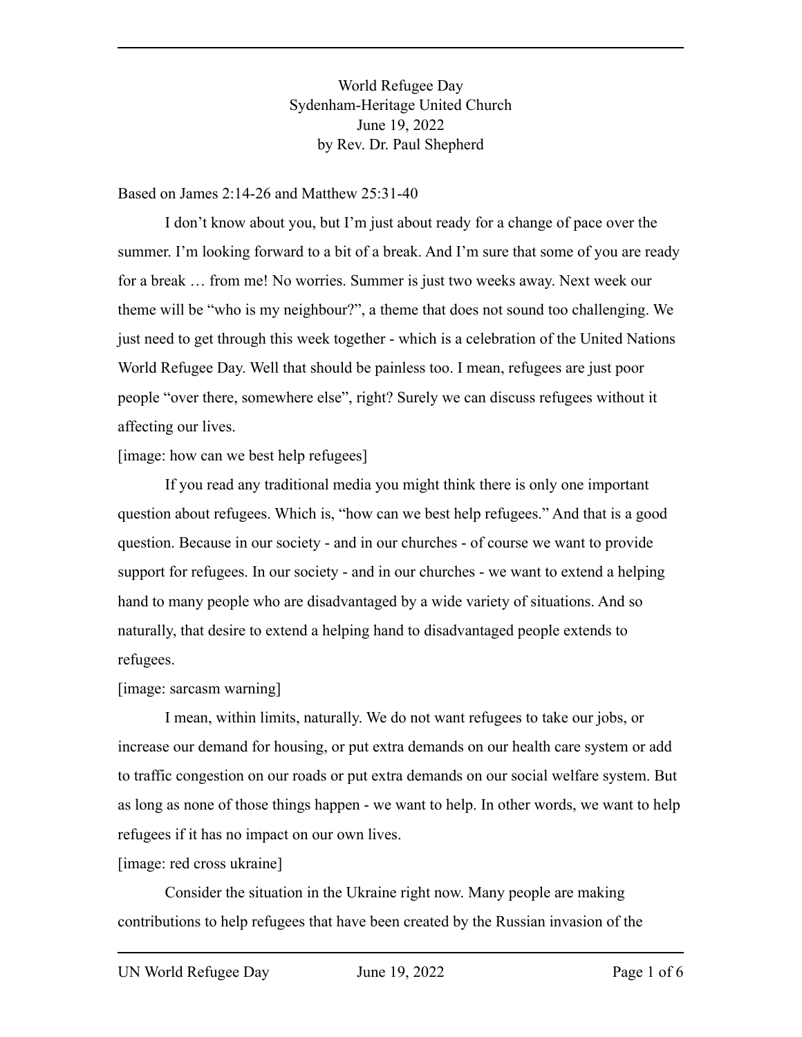World Refugee Day
Sydenham-Heritage United Church
June 19, 2022
by Rev. Dr. Paul Shepherd

Based on James 2:14-26 and Matthew 25:31-40

I don't know about you, but I'm just about ready for a change of pace over the summer. I'm looking forward to a bit of a break. And I'm sure that some of you are ready for a break … from me! No worries. Summer is just two weeks away. Next week our theme will be "who is my neighbour?", a theme that does not sound too challenging. We just need to get through this week together - which is a celebration of the United Nations World Refugee Day. Well that should be painless too. I mean, refugees are just poor people "over there, somewhere else", right? Surely we can discuss refugees without it affecting our lives.

[image: how can we best help refugees]

If you read any traditional media you might think there is only one important question about refugees. Which is, "how can we best help refugees." And that is a good question. Because in our society - and in our churches - of course we want to provide support for refugees. In our society - and in our churches - we want to extend a helping hand to many people who are disadvantaged by a wide variety of situations. And so naturally, that desire to extend a helping hand to disadvantaged people extends to refugees.

[image: sarcasm warning]

I mean, within limits, naturally. We do not want refugees to take our jobs, or increase our demand for housing, or put extra demands on our health care system or add to traffic congestion on our roads or put extra demands on our social welfare system. But as long as none of those things happen - we want to help. In other words, we want to help refugees if it has no impact on our own lives.

[image: red cross ukraine]

Consider the situation in the Ukraine right now. Many people are making contributions to help refugees that have been created by the Russian invasion of the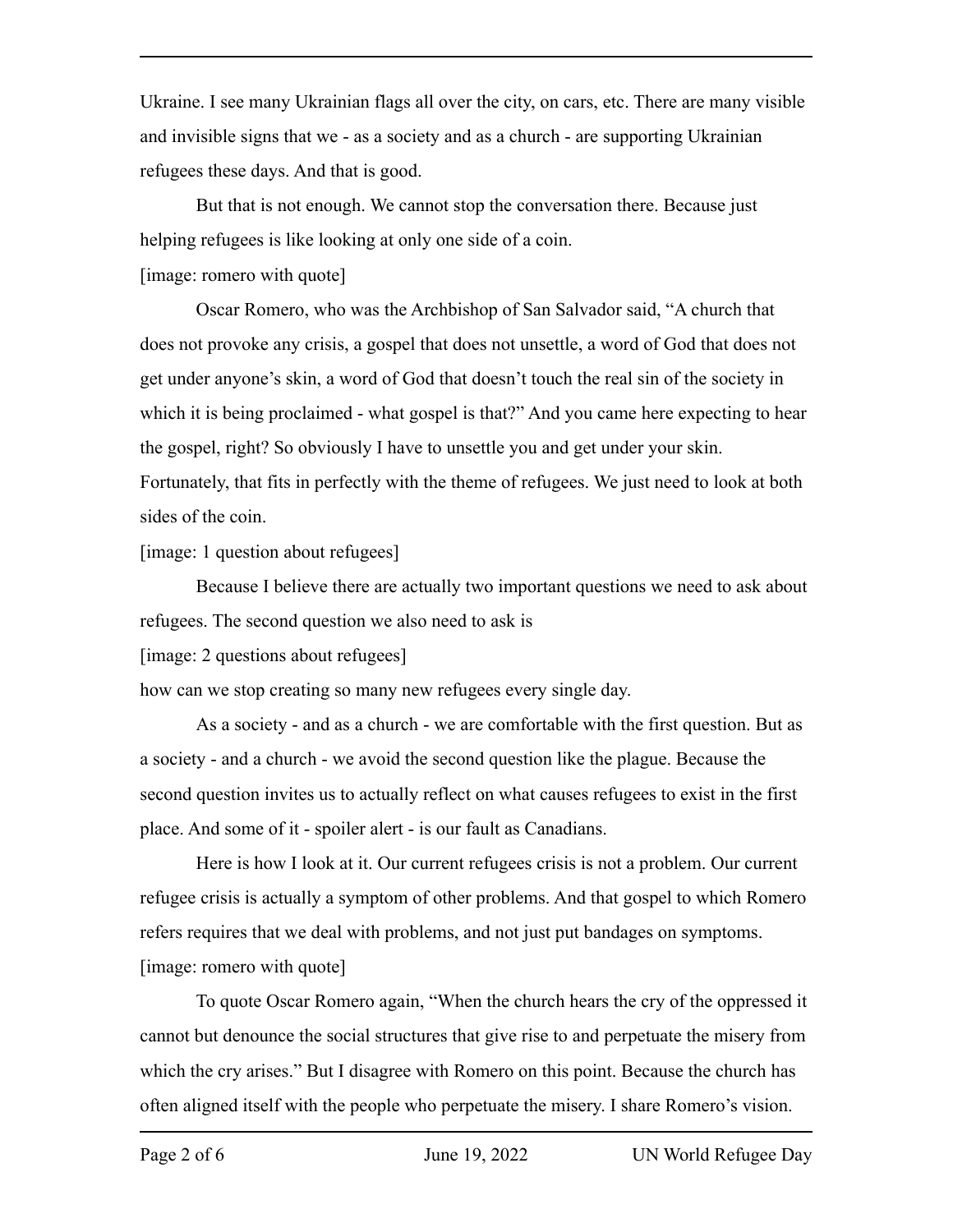Ukraine. I see many Ukrainian flags all over the city, on cars, etc. There are many visible and invisible signs that we - as a society and as a church - are supporting Ukrainian refugees these days. And that is good.

But that is not enough. We cannot stop the conversation there. Because just helping refugees is like looking at only one side of a coin.

[image: romero with quote]

Oscar Romero, who was the Archbishop of San Salvador said, "A church that does not provoke any crisis, a gospel that does not unsettle, a word of God that does not get under anyone's skin, a word of God that doesn't touch the real sin of the society in which it is being proclaimed - what gospel is that?" And you came here expecting to hear the gospel, right? So obviously I have to unsettle you and get under your skin. Fortunately, that fits in perfectly with the theme of refugees. We just need to look at both sides of the coin.

[image: 1 question about refugees]

Because I believe there are actually two important questions we need to ask about refugees. The second question we also need to ask is

[image: 2 questions about refugees]

how can we stop creating so many new refugees every single day.

As a society - and as a church - we are comfortable with the first question. But as a society - and a church - we avoid the second question like the plague. Because the second question invites us to actually reflect on what causes refugees to exist in the first place. And some of it - spoiler alert - is our fault as Canadians.

Here is how I look at it. Our current refugees crisis is not a problem. Our current refugee crisis is actually a symptom of other problems. And that gospel to which Romero refers requires that we deal with problems, and not just put bandages on symptoms.

[image: romero with quote]

To quote Oscar Romero again, "When the church hears the cry of the oppressed it cannot but denounce the social structures that give rise to and perpetuate the misery from which the cry arises." But I disagree with Romero on this point. Because the church has often aligned itself with the people who perpetuate the misery. I share Romero's vision.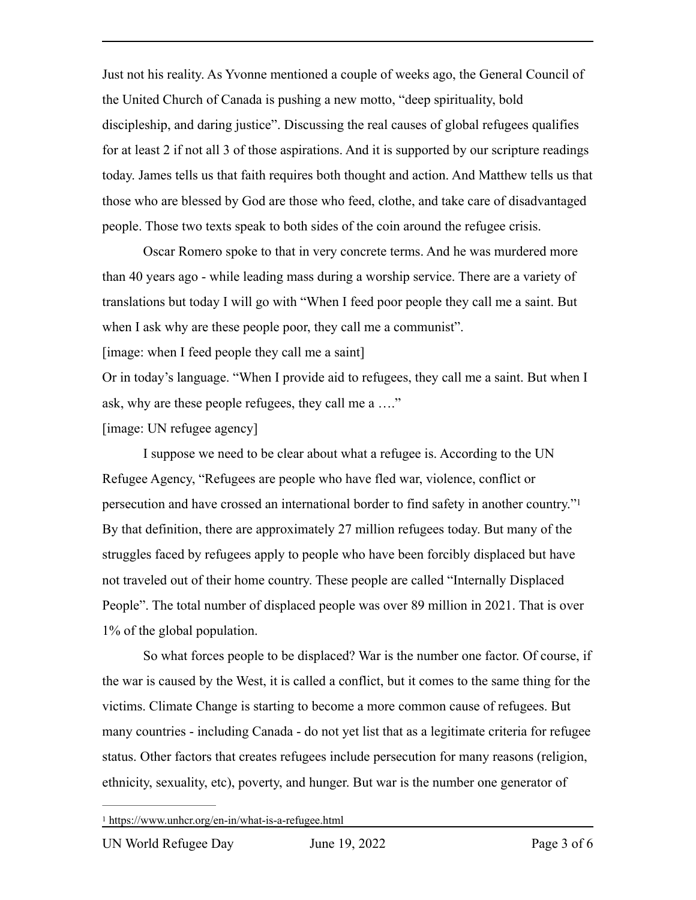Just not his reality. As Yvonne mentioned a couple of weeks ago, the General Council of the United Church of Canada is pushing a new motto, "deep spirituality, bold discipleship, and daring justice". Discussing the real causes of global refugees qualifies for at least 2 if not all 3 of those aspirations. And it is supported by our scripture readings today. James tells us that faith requires both thought and action. And Matthew tells us that those who are blessed by God are those who feed, clothe, and take care of disadvantaged people. Those two texts speak to both sides of the coin around the refugee crisis.

Oscar Romero spoke to that in very concrete terms. And he was murdered more than 40 years ago - while leading mass during a worship service. There are a variety of translations but today I will go with "When I feed poor people they call me a saint. But when I ask why are these people poor, they call me a communist".

[image: when I feed people they call me a saint]

Or in today's language. "When I provide aid to refugees, they call me a saint. But when I ask, why are these people refugees, they call me a …."

[image: UN refugee agency]

I suppose we need to be clear about what a refugee is. According to the UN Refugee Agency, "Refugees are people who have fled war, violence, conflict or persecution and have crossed an international border to find safety in another country."[1] By that definition, there are approximately 27 million refugees today. But many of the struggles faced by refugees apply to people who have been forcibly displaced but have not traveled out of their home country. These people are called "Internally Displaced People". The total number of displaced people was over 89 million in 2021. That is over 1% of the global population.

So what forces people to be displaced? War is the number one factor. Of course, if the war is caused by the West, it is called a conflict, but it comes to the same thing for the victims. Climate Change is starting to become a more common cause of refugees. But many countries - including Canada - do not yet list that as a legitimate criteria for refugee status. Other factors that creates refugees include persecution for many reasons (religion, ethnicity, sexuality, etc), poverty, and hunger. But war is the number one generator of

---

[1] https://www.unhcr.org/en-in/what-is-a-refugee.html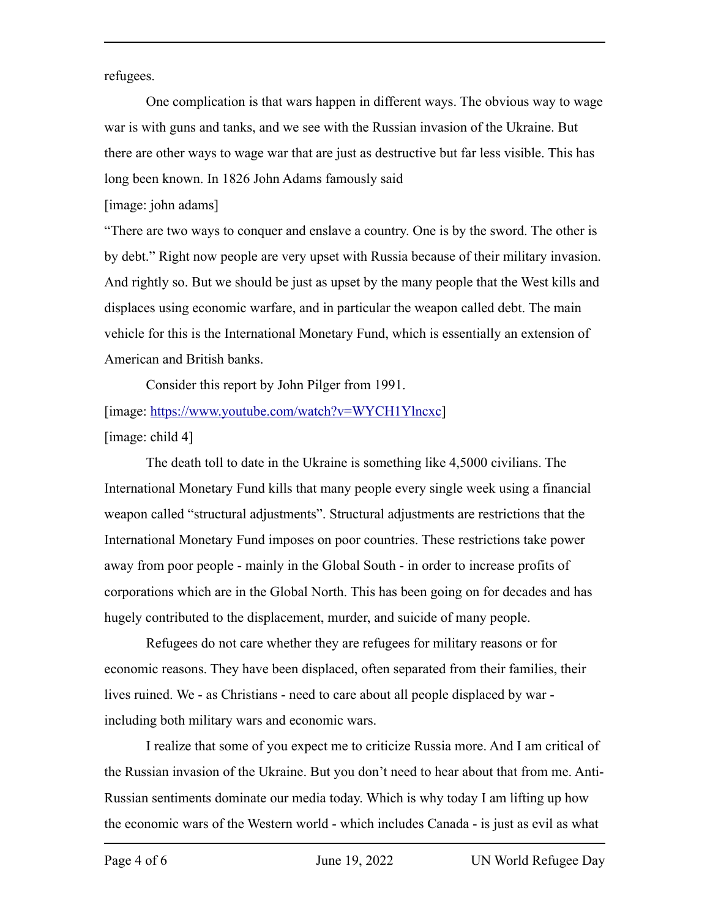refugees.

One complication is that wars happen in different ways. The obvious way to wage war is with guns and tanks, and we see with the Russian invasion of the Ukraine. But there are other ways to wage war that are just as destructive but far less visible. This has long been known. In 1826 John Adams famously said

[image: john adams]

“There are two ways to conquer and enslave a country. One is by the sword. The other is by debt.” Right now people are very upset with Russia because of their military invasion. And rightly so. But we should be just as upset by the many people that the West kills and displaces using economic warfare, and in particular the weapon called debt. The main vehicle for this is the International Monetary Fund, which is essentially an extension of American and British banks.

Consider this report by John Pilger from 1991.

[image: https://www.youtube.com/watch?v=WYCH1Ylncxc]

[image: child 4]

The death toll to date in the Ukraine is something like 4,5000 civilians. The International Monetary Fund kills that many people every single week using a financial weapon called “structural adjustments”. Structural adjustments are restrictions that the International Monetary Fund imposes on poor countries. These restrictions take power away from poor people - mainly in the Global South - in order to increase profits of corporations which are in the Global North. This has been going on for decades and has hugely contributed to the displacement, murder, and suicide of many people.

Refugees do not care whether they are refugees for military reasons or for economic reasons. They have been displaced, often separated from their families, their lives ruined. We - as Christians - need to care about all people displaced by war - including both military wars and economic wars.

I realize that some of you expect me to criticize Russia more. And I am critical of the Russian invasion of the Ukraine. But you don’t need to hear about that from me. Anti-Russian sentiments dominate our media today. Which is why today I am lifting up how the economic wars of the Western world - which includes Canada - is just as evil as what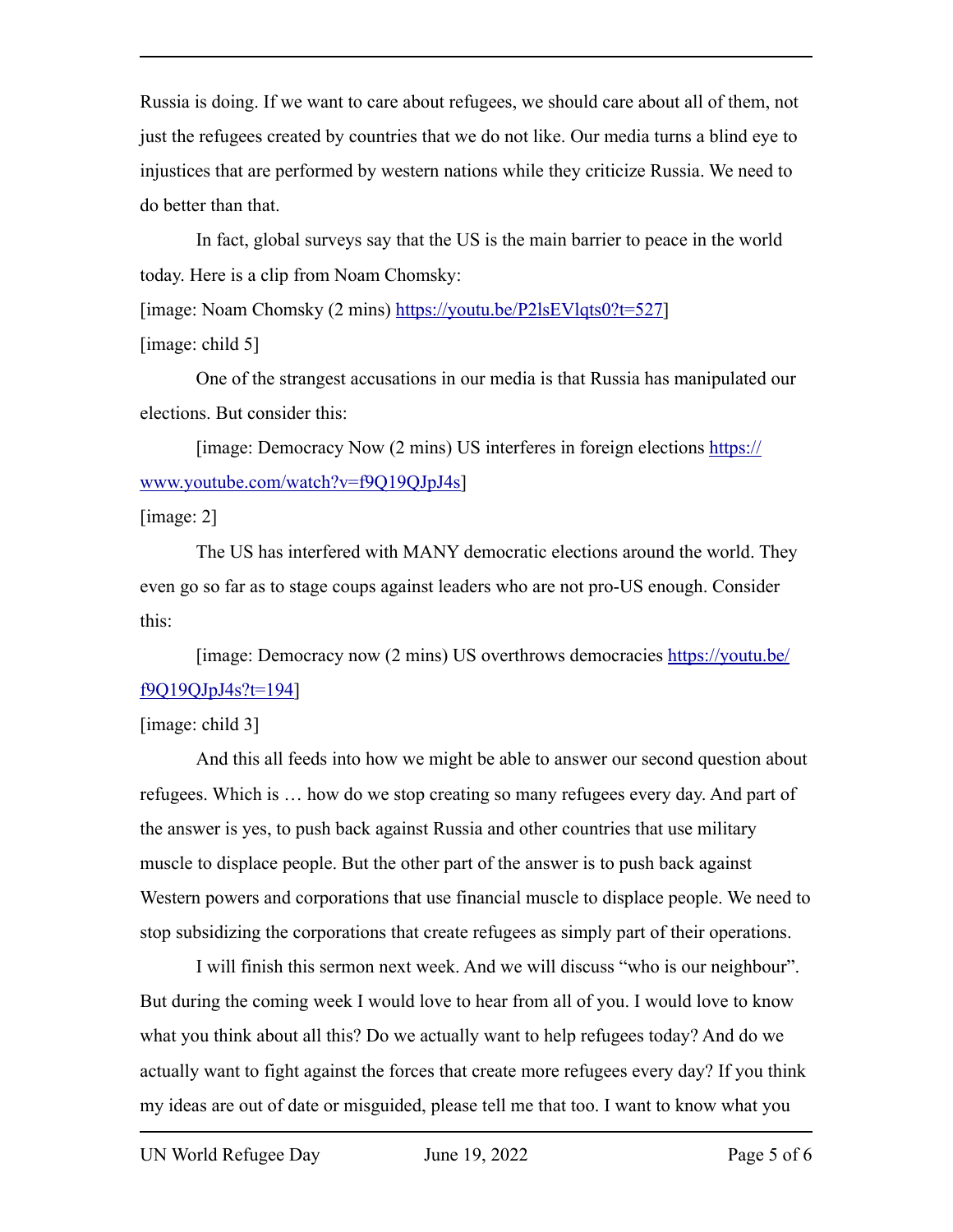Russia is doing. If we want to care about refugees, we should care about all of them, not just the refugees created by countries that we do not like. Our media turns a blind eye to injustices that are performed by western nations while they criticize Russia. We need to do better than that.

In fact, global surveys say that the US is the main barrier to peace in the world today. Here is a clip from Noam Chomsky:

[image: Noam Chomsky (2 mins) https://youtu.be/P2lsEVlqts0?t=527]

[image: child 5]

One of the strangest accusations in our media is that Russia has manipulated our elections. But consider this:

[image: Democracy Now (2 mins) US interferes in foreign elections https://www.youtube.com/watch?v=f9Q19QJpJ4s]

[image: 2]

The US has interfered with MANY democratic elections around the world. They even go so far as to stage coups against leaders who are not pro-US enough. Consider this:

[image: Democracy now (2 mins) US overthrows democracies https://youtu.be/f9Q19QJpJ4s?t=194]

[image: child 3]

And this all feeds into how we might be able to answer our second question about refugees. Which is … how do we stop creating so many refugees every day. And part of the answer is yes, to push back against Russia and other countries that use military muscle to displace people. But the other part of the answer is to push back against Western powers and corporations that use financial muscle to displace people. We need to stop subsidizing the corporations that create refugees as simply part of their operations.

I will finish this sermon next week. And we will discuss "who is our neighbour". But during the coming week I would love to hear from all of you. I would love to know what you think about all this? Do we actually want to help refugees today? And do we actually want to fight against the forces that create more refugees every day? If you think my ideas are out of date or misguided, please tell me that too. I want to know what you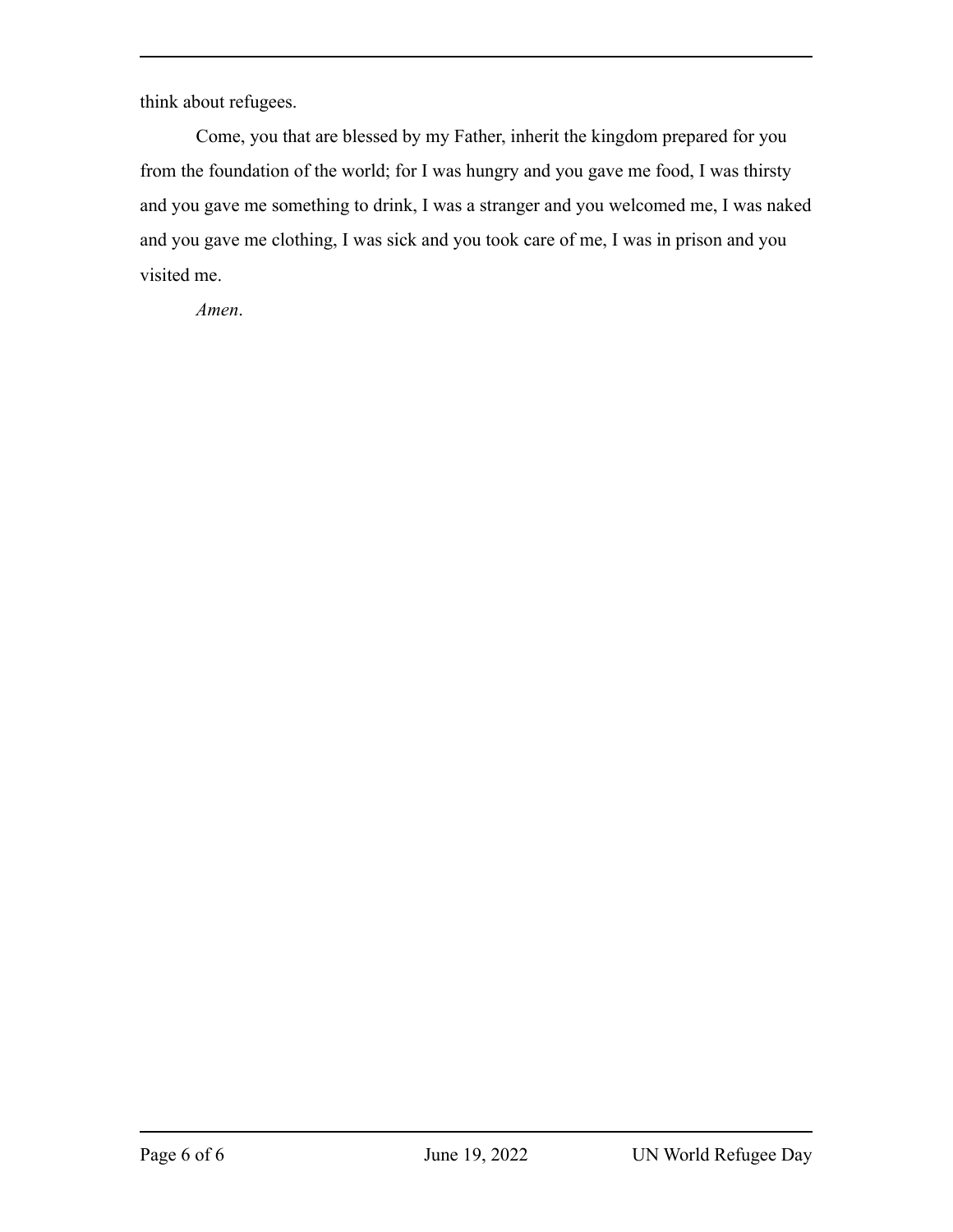think about refugees.

Come, you that are blessed by my Father, inherit the kingdom prepared for you from the foundation of the world; for I was hungry and you gave me food, I was thirsty and you gave me something to drink, I was a stranger and you welcomed me, I was naked and you gave me clothing, I was sick and you took care of me, I was in prison and you visited me.

*Amen*.